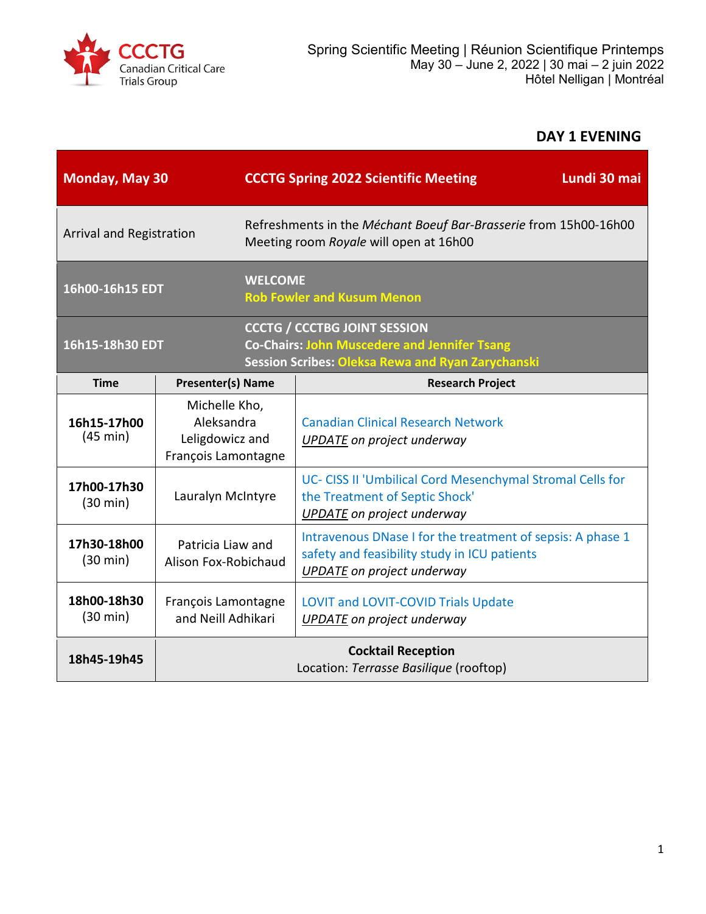CCCTG Canadian Critical Care Trials Group

Spring Scientific Meeting | Réunion Scientifique Printemps
May 30 – June 2, 2022 | 30 mai – 2 juin 2022
Hôtel Nelligan | Montréal

## DAY 1 EVENING

| **Monday, May 30** | **CCCTG Spring 2022 Scientific Meeting** | **Lundi 30 mai** |
|---|---|---|
| Arrival and Registration | Refreshments in the *Méchant Boeuf Bar-Brasserie* from 15h00-16h00<br>Meeting room *Royale* will open at 16h00 | |
| **16h00-16h15 EDT** | **WELCOME**<br>**Rob Fowler and Kusum Menon** | |
| **16h15-18h30 EDT** | **CCCTG / CCCTBG JOINT SESSION**<br>**Co-Chairs: John Muscedere and Jennifer Tsang**<br>**Session Scribes: Oleksa Rewa and Ryan Zarychanski** | |

| Time | Presenter(s) Name | Research Project |
|---|---|---|
| **16h15-17h00** (45 min) | Michelle Kho, Aleksandra Leligdowicz and François Lamontagne | Canadian Clinical Research Network<br>*UPDATE on project underway* |
| **17h00-17h30** (30 min) | Lauralyn McIntyre | UC- CISS II 'Umbilical Cord Mesenchymal Stromal Cells for the Treatment of Septic Shock'<br>*UPDATE on project underway* |
| **17h30-18h00** (30 min) | Patricia Liaw and Alison Fox-Robichaud | Intravenous DNase I for the treatment of sepsis: A phase 1 safety and feasibility study in ICU patients<br>*UPDATE on project underway* |
| **18h00-18h30** (30 min) | François Lamontagne and Neill Adhikari | LOVIT and LOVIT-COVID Trials Update<br>*UPDATE on project underway* |
| **18h45-19h45** | **Cocktail Reception**<br>Location: *Terrasse Basilique* (rooftop) | |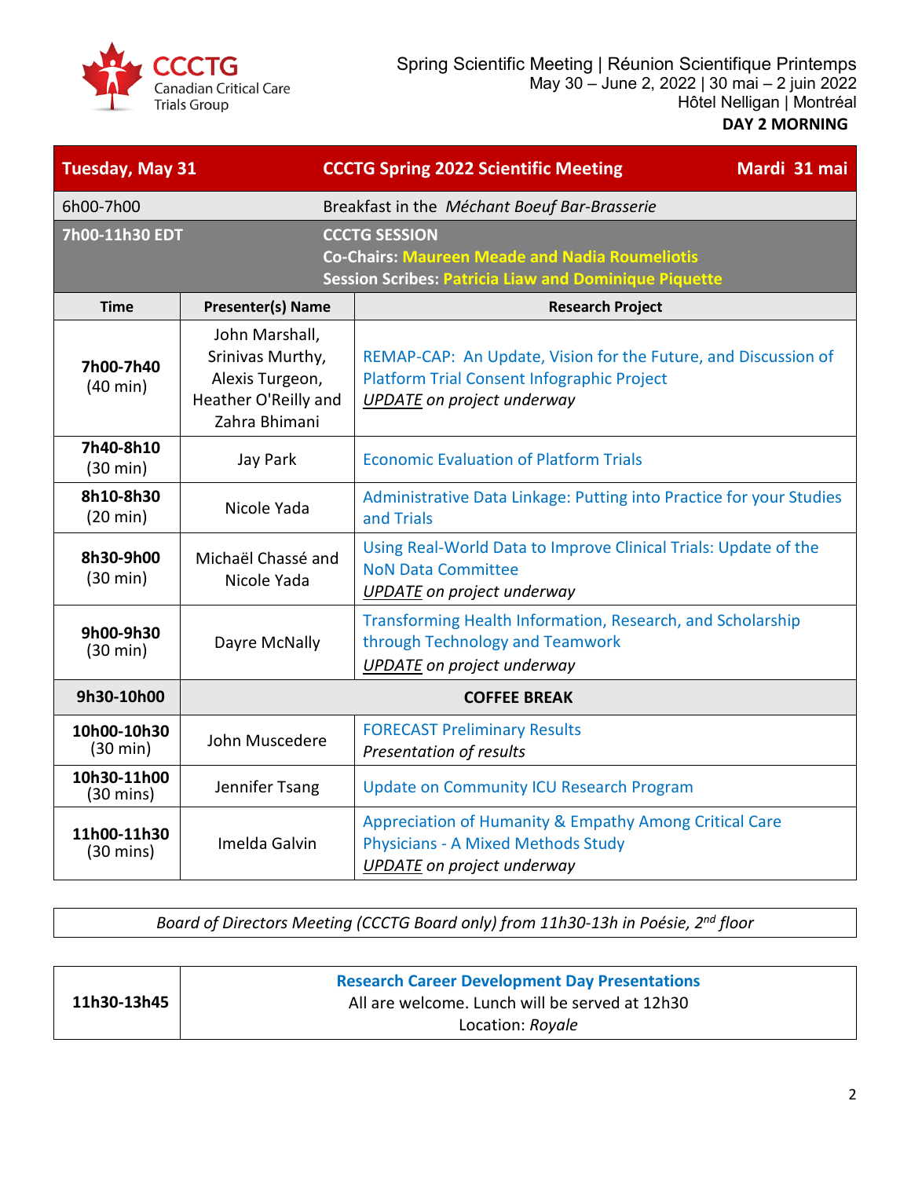CCCTG
Canadian Critical Care Trials Group

Spring Scientific Meeting | Réunion Scientifique Printemps
May 30 – June 2, 2022 | 30 mai – 2 juin 2022
Hôtel Nelligan | Montréal
**DAY 2 MORNING**

| **Tuesday, May 31** | **CCCTG Spring 2022 Scientific Meeting** | **Mardi 31 mai** |
|---|---|---|
| 6h00-7h00 | Breakfast in the *Méchant Boeuf Bar-Brasserie* | |
| **7h00-11h30 EDT** | **CCCTG SESSION**<br>**Co-Chairs: Maureen Meade and Nadia Roumeliotis**<br>**Session Scribes: Patricia Liaw and Dominique Piquette** | |

| Time | Presenter(s) Name | Research Project |
|---|---|---|
| **7h00-7h40** (40 min) | John Marshall, Srinivas Murthy, Alexis Turgeon, Heather O'Reilly and Zahra Bhimani | REMAP-CAP: An Update, Vision for the Future, and Discussion of Platform Trial Consent Infographic Project<br>*UPDATE on project underway* |
| **7h40-8h10** (30 min) | Jay Park | Economic Evaluation of Platform Trials |
| **8h10-8h30** (20 min) | Nicole Yada | Administrative Data Linkage: Putting into Practice for your Studies and Trials |
| **8h30-9h00** (30 min) | Michaël Chassé and Nicole Yada | Using Real-World Data to Improve Clinical Trials: Update of the NoN Data Committee<br>*UPDATE on project underway* |
| **9h00-9h30** (30 min) | Dayre McNally | Transforming Health Information, Research, and Scholarship through Technology and Teamwork<br>*UPDATE on project underway* |
| **9h30-10h00** | **COFFEE BREAK** | |
| **10h00-10h30** (30 min) | John Muscedere | FORECAST Preliminary Results<br>*Presentation of results* |
| **10h30-11h00** (30 mins) | Jennifer Tsang | Update on Community ICU Research Program |
| **11h00-11h30** (30 mins) | Imelda Galvin | Appreciation of Humanity & Empathy Among Critical Care Physicians - A Mixed Methods Study<br>*UPDATE on project underway* |

*Board of Directors Meeting (CCCTG Board only) from 11h30-13h in Poésie, 2nd floor*

| | |
|---|---|
| **11h30-13h45** | **Research Career Development Day Presentations**<br>All are welcome. Lunch will be served at 12h30<br>Location: *Royale* |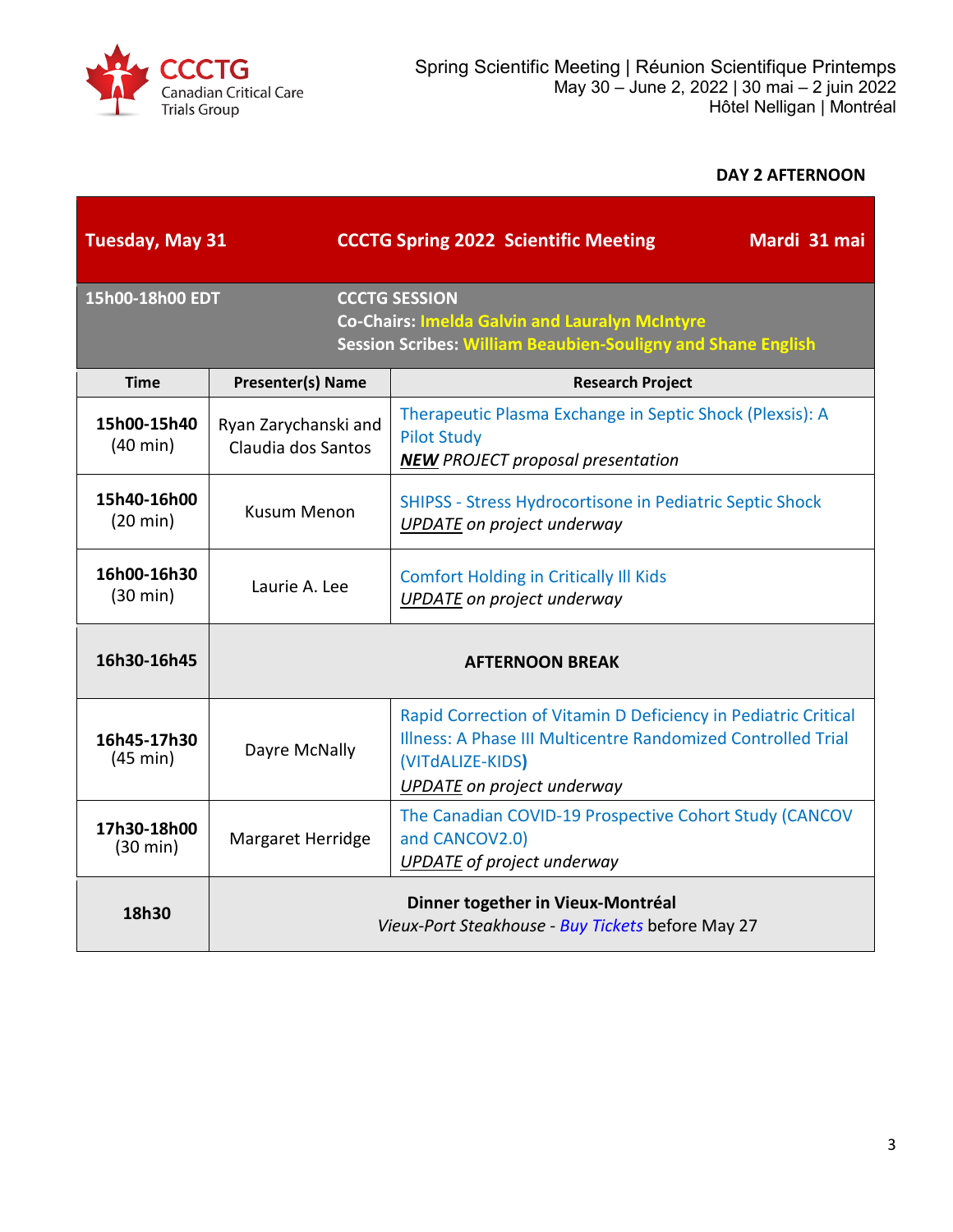**DAY 2 AFTERNOON**

| Tuesday, May 31 | CCCTG Spring 2022 Scientific Meeting | Mardi 31 mai |
|---|---|---|
| **15h00-18h00 EDT** | **CCCTG SESSION**<br>**Co-Chairs: Imelda Galvin and Lauralyn McIntyre**<br>**Session Scribes: William Beaubien-Souligny and Shane English** | |
| **Time** | **Presenter(s) Name** | **Research Project** |
| **15h00-15h40** (40 min) | Ryan Zarychanski and Claudia dos Santos | Therapeutic Plasma Exchange in Septic Shock (Plexsis): A Pilot Study<br>***NEW*** *PROJECT proposal presentation* |
| **15h40-16h00** (20 min) | Kusum Menon | SHIPSS - Stress Hydrocortisone in Pediatric Septic Shock<br>*UPDATE on project underway* |
| **16h00-16h30** (30 min) | Laurie A. Lee | Comfort Holding in Critically Ill Kids<br>*UPDATE on project underway* |
| **16h30-16h45** | **AFTERNOON BREAK** | |
| **16h45-17h30** (45 min) | Dayre McNally | Rapid Correction of Vitamin D Deficiency in Pediatric Critical Illness: A Phase III Multicentre Randomized Controlled Trial (VITdALIZE-KIDS)<br>*UPDATE on project underway* |
| **17h30-18h00** (30 min) | Margaret Herridge | The Canadian COVID-19 Prospective Cohort Study (CANCOV and CANCOV2.0)<br>*UPDATE of project underway* |
| **18h30** | **Dinner together in Vieux-Montréal**<br>*Vieux-Port Steakhouse - Buy Tickets* before May 27 | |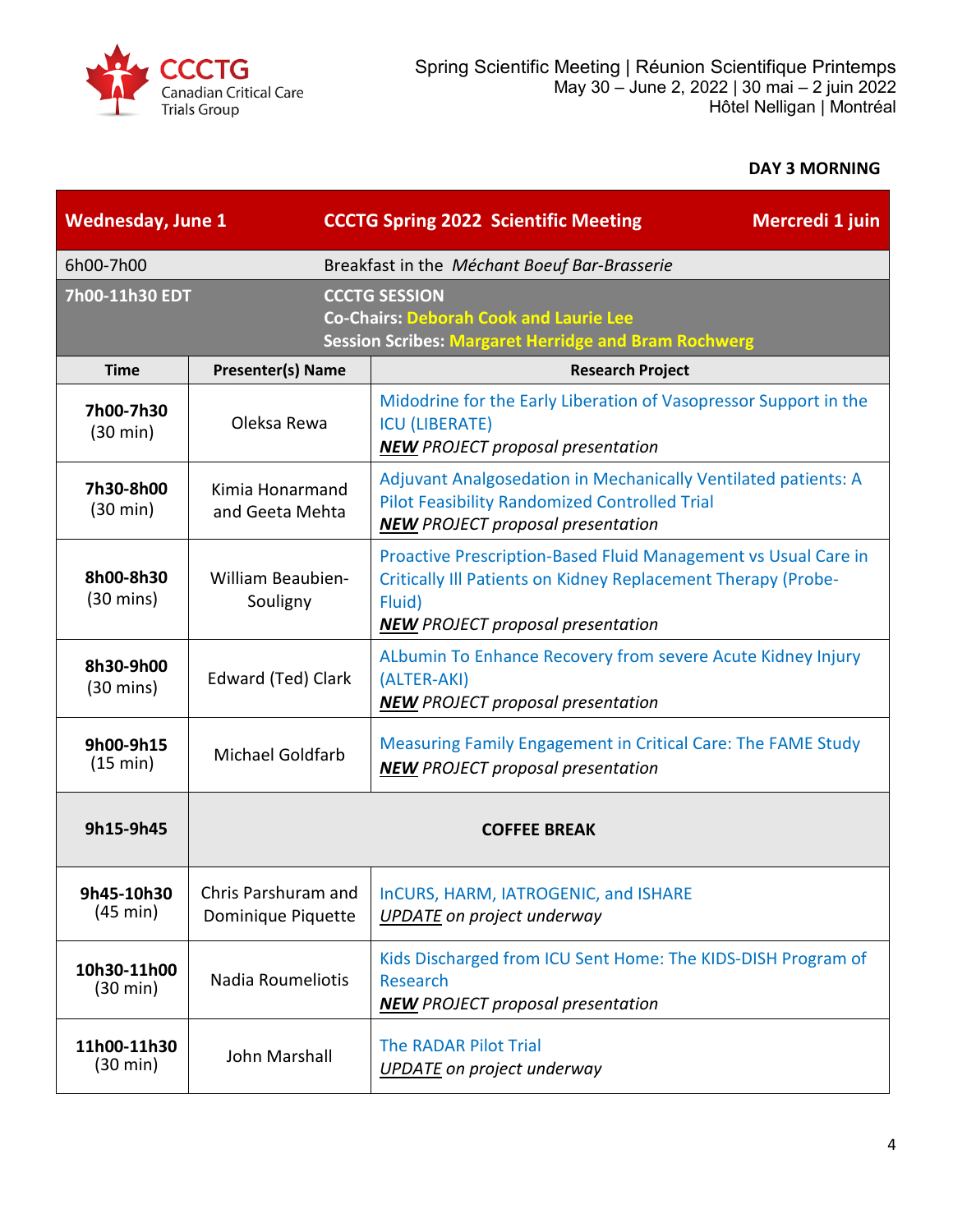Spring Scientific Meeting | Réunion Scientifique Printemps
May 30 – June 2, 2022 | 30 mai – 2 juin 2022
Hôtel Nelligan | Montréal

**DAY 3 MORNING**

| **Wednesday, June 1** | **CCCTG Spring 2022 Scientific Meeting** | **Mercredi 1 juin** |
|---|---|---|
| 6h00-7h00 | Breakfast in the *Méchant Boeuf Bar-Brasserie* | |
| **7h00-11h30 EDT** | **CCCTG SESSION**<br>**Co-Chairs: Deborah Cook and Laurie Lee**<br>**Session Scribes: Margaret Herridge and Bram Rochwerg** | |

| Time | Presenter(s) Name | Research Project |
|---|---|---|
| **7h00-7h30** (30 min) | Oleksa Rewa | Midodrine for the Early Liberation of Vasopressor Support in the ICU (LIBERATE)<br>***NEW*** *PROJECT proposal presentation* |
| **7h30-8h00** (30 min) | Kimia Honarmand and Geeta Mehta | Adjuvant Analgosedation in Mechanically Ventilated patients: A Pilot Feasibility Randomized Controlled Trial<br>***NEW*** *PROJECT proposal presentation* |
| **8h00-8h30** (30 mins) | William Beaubien-Souligny | Proactive Prescription-Based Fluid Management vs Usual Care in Critically Ill Patients on Kidney Replacement Therapy (Probe-Fluid)<br>***NEW*** *PROJECT proposal presentation* |
| **8h30-9h00** (30 mins) | Edward (Ted) Clark | ALbumin To Enhance Recovery from severe Acute Kidney Injury (ALTER-AKI)<br>***NEW*** *PROJECT proposal presentation* |
| **9h00-9h15** (15 min) | Michael Goldfarb | Measuring Family Engagement in Critical Care: The FAME Study<br>***NEW*** *PROJECT proposal presentation* |
| **9h15-9h45** | **COFFEE BREAK** | |
| **9h45-10h30** (45 min) | Chris Parshuram and Dominique Piquette | InCURS, HARM, IATROGENIC, and ISHARE<br>*UPDATE on project underway* |
| **10h30-11h00** (30 min) | Nadia Roumeliotis | Kids Discharged from ICU Sent Home: The KIDS-DISH Program of Research<br>***NEW*** *PROJECT proposal presentation* |
| **11h00-11h30** (30 min) | John Marshall | The RADAR Pilot Trial<br>*UPDATE on project underway* |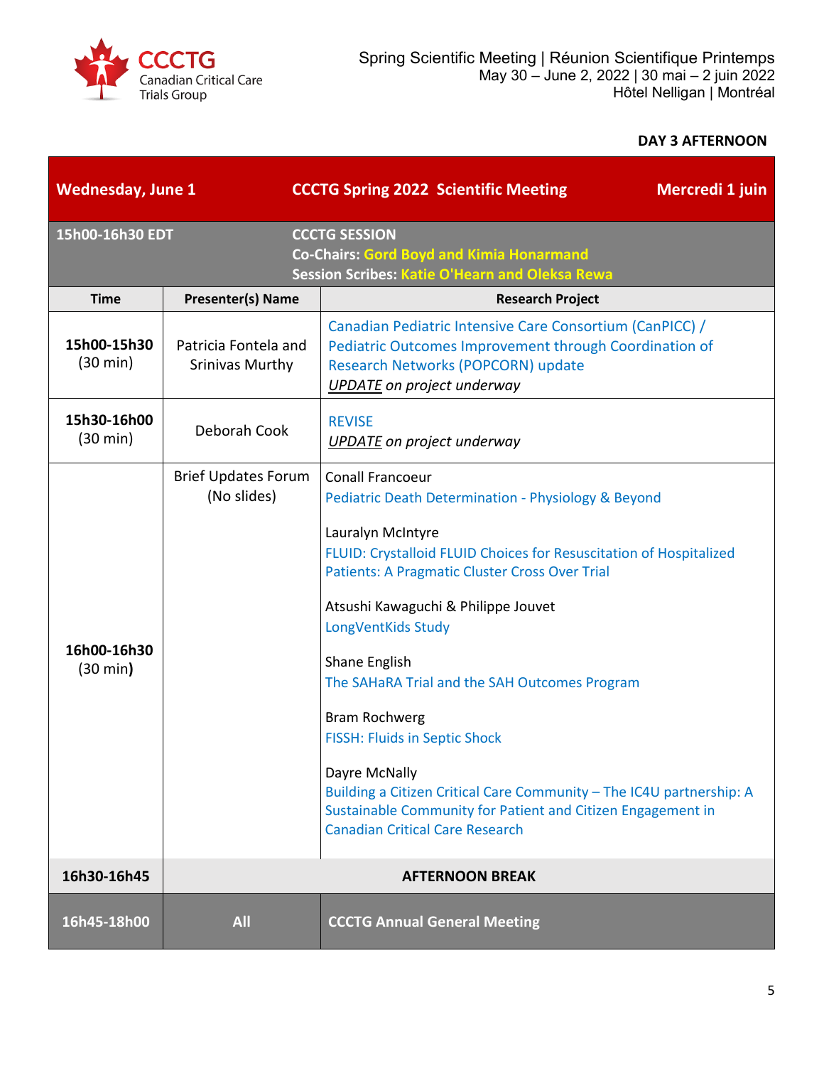CCCTG
Canadian Critical Care Trials Group

Spring Scientific Meeting | Réunion Scientifique Printemps
May 30 – June 2, 2022 | 30 mai – 2 juin 2022
Hôtel Nelligan | Montréal

**DAY 3 AFTERNOON**

| **Wednesday, June 1** | **CCCTG Spring 2022 Scientific Meeting** | **Mercredi 1 juin** |
|---|---|---|
| **15h00-16h30 EDT** | **CCCTG SESSION**<br>**Co-Chairs: Gord Boyd and Kimia Honarmand**<br>**Session Scribes: Katie O'Hearn and Oleksa Rewa** | |
| **Time** | **Presenter(s) Name** | **Research Project** |
| **15h00-15h30** (30 min) | Patricia Fontela and Srinivas Murthy | Canadian Pediatric Intensive Care Consortium (CanPICC) / Pediatric Outcomes Improvement through Coordination of Research Networks (POPCORN) update<br>*UPDATE on project underway* |
| **15h30-16h00** (30 min) | Deborah Cook | REVISE<br>*UPDATE on project underway* |
| **16h00-16h30** (30 min**)** | Brief Updates Forum (No slides) | Conall Francoeur<br>Pediatric Death Determination - Physiology & Beyond<br><br>Lauralyn McIntyre<br>FLUID: Crystalloid FLUID Choices for Resuscitation of Hospitalized Patients: A Pragmatic Cluster Cross Over Trial<br><br>Atsushi Kawaguchi & Philippe Jouvet<br>LongVentKids Study<br><br>Shane English<br>The SAHaRA Trial and the SAH Outcomes Program<br><br>Bram Rochwerg<br>FISSH: Fluids in Septic Shock<br><br>Dayre McNally<br>Building a Citizen Critical Care Community – The IC4U partnership: A Sustainable Community for Patient and Citizen Engagement in Canadian Critical Care Research |
| **16h30-16h45** | **AFTERNOON BREAK** | |
| **16h45-18h00** | **All** | **CCCTG Annual General Meeting** |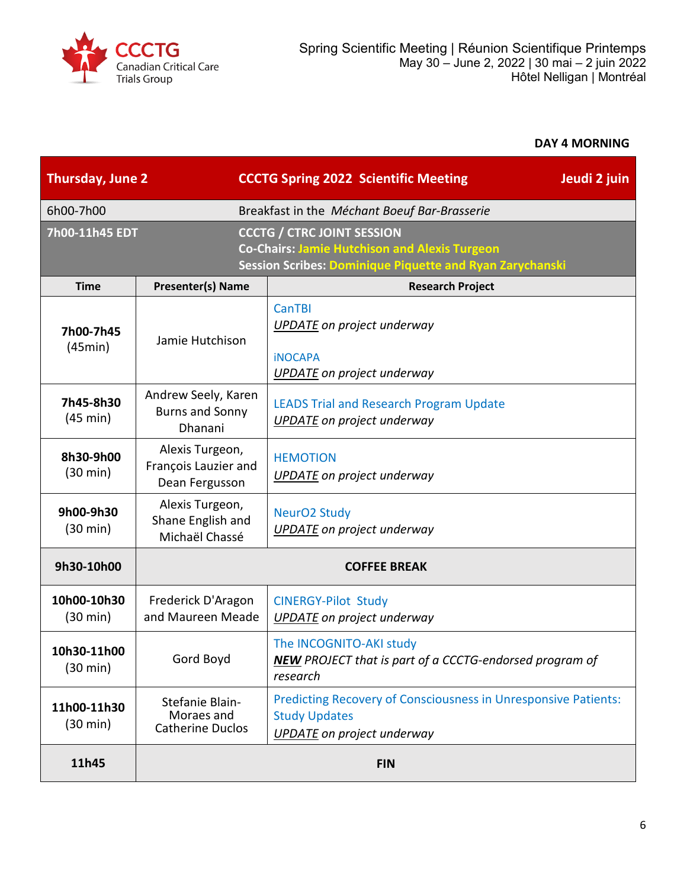CCCTG Canadian Critical Care Trials Group

Spring Scientific Meeting | Réunion Scientifique Printemps
May 30 – June 2, 2022 | 30 mai – 2 juin 2022
Hôtel Nelligan | Montréal

**DAY 4 MORNING**

| **Thursday, June 2** | **CCCTG Spring 2022 Scientific Meeting** | **Jeudi 2 juin** |
|---|---|---|
| 6h00-7h00 | Breakfast in the *Méchant Boeuf Bar-Brasserie* | |
| **7h00-11h45 EDT** | **CCCTG / CTRC JOINT SESSION**<br>**Co-Chairs: Jamie Hutchison and Alexis Turgeon**<br>**Session Scribes: Dominique Piquette and Ryan Zarychanski** | |
| **Time** | **Presenter(s) Name** | **Research Project** |
| **7h00-7h45** (45min) | Jamie Hutchison | CanTBI<br>*UPDATE on project underway*<br><br>iNOCAPA<br>*UPDATE on project underway* |
| **7h45-8h30** (45 min) | Andrew Seely, Karen Burns and Sonny Dhanani | LEADS Trial and Research Program Update<br>*UPDATE on project underway* |
| **8h30-9h00** (30 min) | Alexis Turgeon, François Lauzier and Dean Fergusson | HEMOTION<br>*UPDATE on project underway* |
| **9h00-9h30** (30 min) | Alexis Turgeon, Shane English and Michaël Chassé | NeurO2 Study<br>*UPDATE on project underway* |
| **9h30-10h00** | **COFFEE BREAK** | |
| **10h00-10h30** (30 min) | Frederick D'Aragon and Maureen Meade | CINERGY-Pilot Study<br>*UPDATE on project underway* |
| **10h30-11h00** (30 min) | Gord Boyd | The INCOGNITO-AKI study<br>***NEW** PROJECT that is part of a CCCTG-endorsed program of research* |
| **11h00-11h30** (30 min) | Stefanie Blain-Moraes and Catherine Duclos | Predicting Recovery of Consciousness in Unresponsive Patients: Study Updates<br>*UPDATE on project underway* |
| **11h45** | **FIN** | |